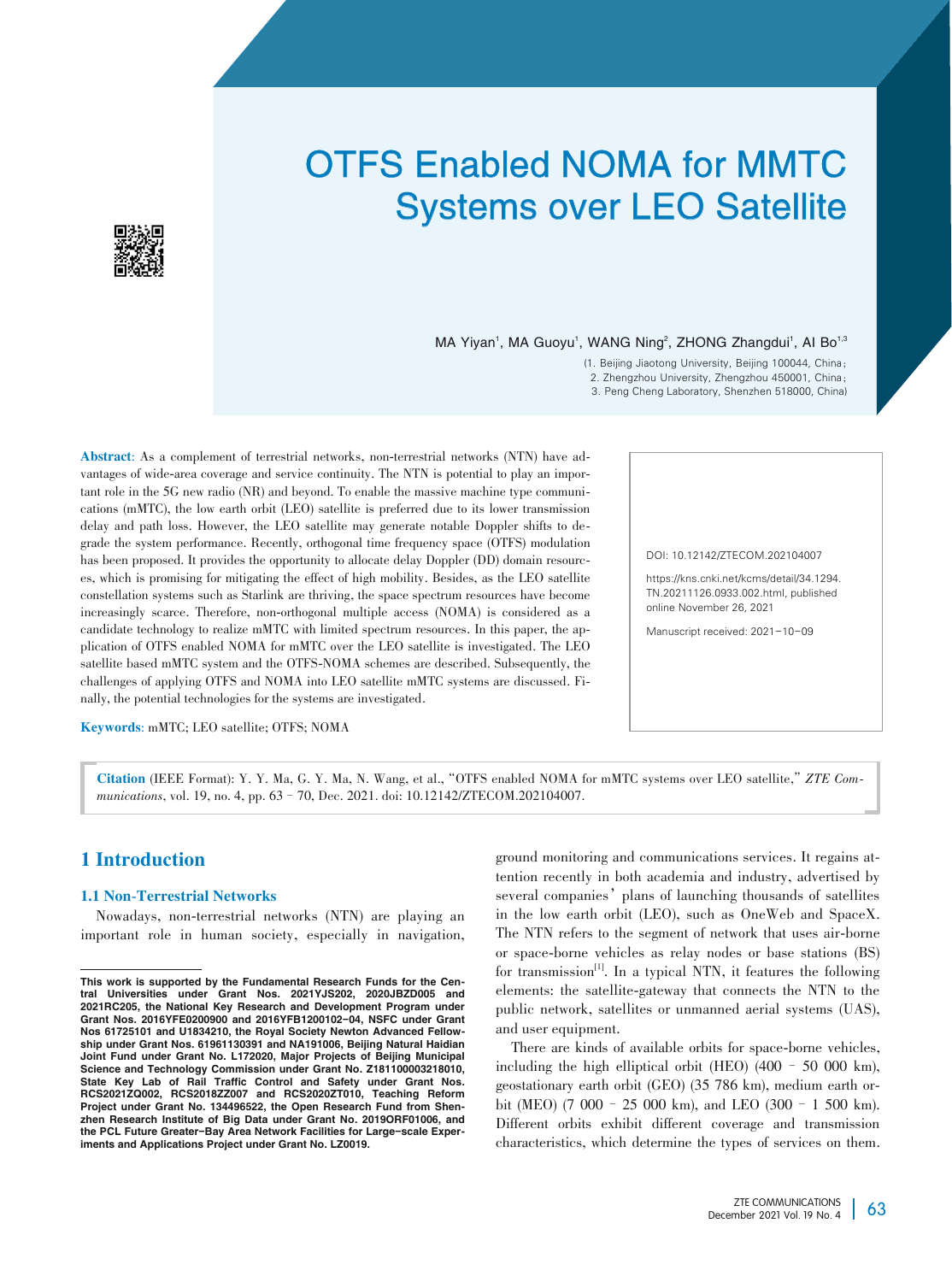# OTFS Enabled NOMA for MMTC Systems over LEO Satellite

MA Yiyan[1], MA Guoyu[1], WANG Ning[2], ZHONG Zhangdui[1], AI Bo[1,3]

(1. Beijing Jiaotong University, Beijing 100044, China;
2. Zhengzhou University, Zhengzhou 450001, China;
3. Peng Cheng Laboratory, Shenzhen 518000, China)

**Abstract**: As a complement of terrestrial networks, non-terrestrial networks (NTN) have advantages of wide-area coverage and service continuity. The NTN is potential to play an important role in the 5G new radio (NR) and beyond. To enable the massive machine type communications (mMTC), the low earth orbit (LEO) satellite is preferred due to its lower transmission delay and path loss. However, the LEO satellite may generate notable Doppler shifts to degrade the system performance. Recently, orthogonal time frequency space (OTFS) modulation has been proposed. It provides the opportunity to allocate delay Doppler (DD) domain resources, which is promising for mitigating the effect of high mobility. Besides, as the LEO satellite constellation systems such as Starlink are thriving, the space spectrum resources have become increasingly scarce. Therefore, non-orthogonal multiple access (NOMA) is considered as a candidate technology to realize mMTC with limited spectrum resources. In this paper, the application of OTFS enabled NOMA for mMTC over the LEO satellite is investigated. The LEO satellite based mMTC system and the OTFS-NOMA schemes are described. Subsequently, the challenges of applying OTFS and NOMA into LEO satellite mMTC systems are discussed. Finally, the potential technologies for the systems are investigated.

**Keywords**: mMTC; LEO satellite; OTFS; NOMA

DOI: 10.12142/ZTECOM.202104007

https://kns.cnki.net/kcms/detail/34.1294.TN.20211126.0933.002.html, published online November 26, 2021

Manuscript received: 2021-10-09

**Citation** (IEEE Format): Y. Y. Ma, G. Y. Ma, N. Wang, et al., "OTFS enabled NOMA for mMTC systems over LEO satellite," *ZTE Communications*, vol. 19, no. 4, pp. 63–70, Dec. 2021. doi: 10.12142/ZTECOM.202104007.

## 1 Introduction

### 1.1 Non-Terrestrial Networks

Nowadays, non-terrestrial networks (NTN) are playing an important role in human society, especially in navigation, ground monitoring and communications services. It regains attention recently in both academia and industry, advertised by several companies' plans of launching thousands of satellites in the low earth orbit (LEO), such as OneWeb and SpaceX. The NTN refers to the segment of network that uses air-borne or space-borne vehicles as relay nodes or base stations (BS) for transmission[1]. In a typical NTN, it features the following elements: the satellite-gateway that connects the NTN to the public network, satellites or unmanned aerial systems (UAS), and user equipment.

There are kinds of available orbits for space-borne vehicles, including the high elliptical orbit (HEO) (400 – 50 000 km), geostationary earth orbit (GEO) (35 786 km), medium earth orbit (MEO) (7 000 – 25 000 km), and LEO (300 – 1 500 km). Different orbits exhibit different coverage and transmission characteristics, which determine the types of services on them.

**This work is supported by the Fundamental Research Funds for the Central Universities under Grant Nos. 2021YJS202, 2020JBZD005 and 2021RC205, the National Key Research and Development Program under Grant Nos. 2016YFE0200900 and 2016YFB1200102-04, NSFC under Grant Nos 61725101 and U1834210, the Royal Society Newton Advanced Fellowship under Grant Nos. 61961130391 and NA191006, Beijing Natural Haidian Joint Fund under Grant No. L172020, Major Projects of Beijing Municipal Science and Technology Commission under Grant No. Z181100003218010, State Key Lab of Rail Traffic Control and Safety under Grant Nos. RCS2021ZQ002, RCS2018ZZ007 and RCS2020ZT010, Teaching Reform Project under Grant No. 134496522, the Open Research Fund from Shenzhen Research Institute of Big Data under Grant No. 2019ORF01006, and the PCL Future Greater-Bay Area Network Facilities for Large-scale Experiments and Applications Project under Grant No. LZ0019.**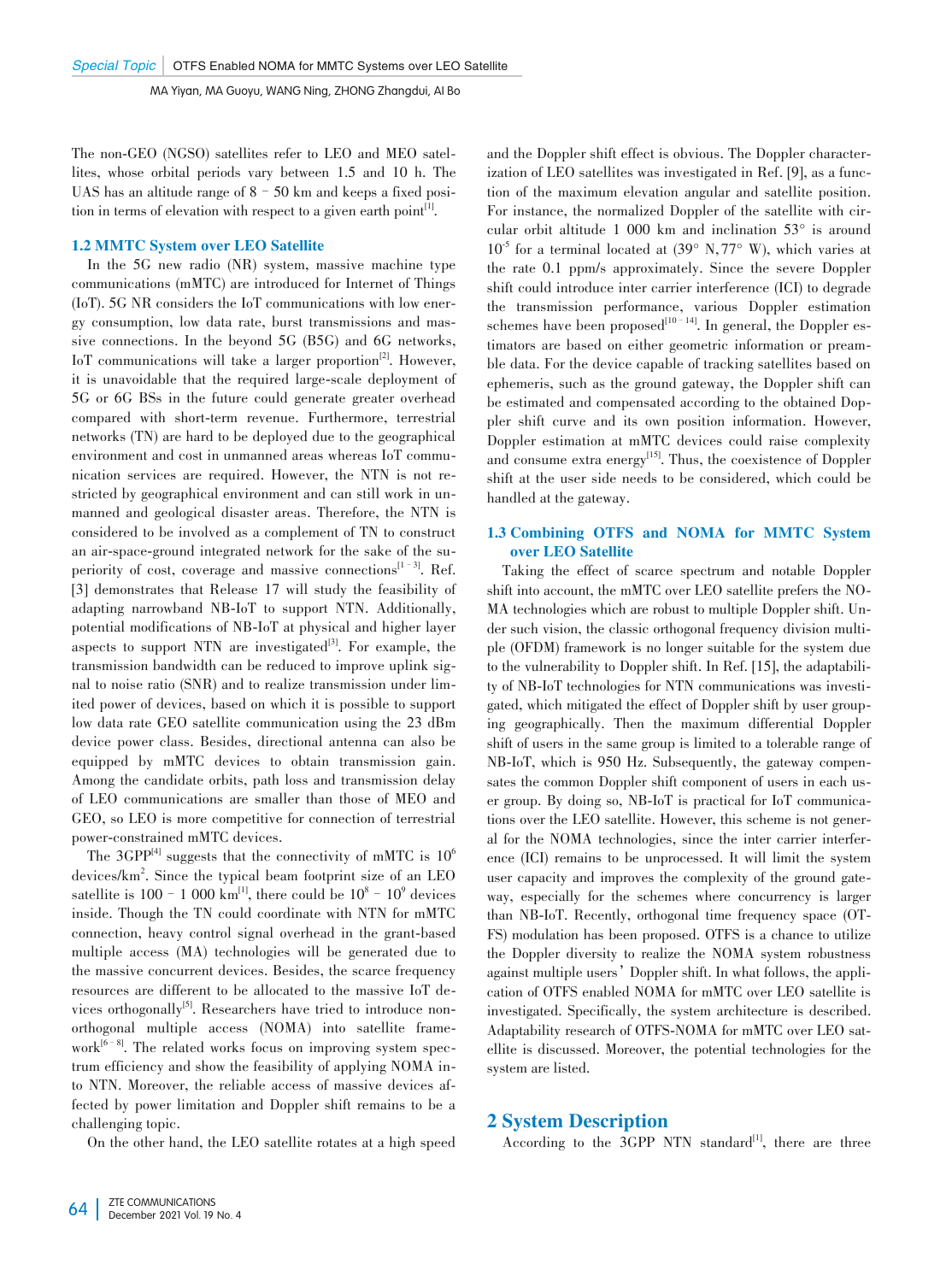The non-GEO (NGSO) satellites refer to LEO and MEO satellites, whose orbital periods vary between 1.5 and 10 h. The UAS has an altitude range of 8 – 50 km and keeps a fixed position in terms of elevation with respect to a given earth point[1].

### 1.2 MMTC System over LEO Satellite

In the 5G new radio (NR) system, massive machine type communications (mMTC) are introduced for Internet of Things (IoT). 5G NR considers the IoT communications with low energy consumption, low data rate, burst transmissions and massive connections. In the beyond 5G (B5G) and 6G networks, IoT communications will take a larger proportion[2]. However, it is unavoidable that the required large-scale deployment of 5G or 6G BSs in the future could generate greater overhead compared with short-term revenue. Furthermore, terrestrial networks (TN) are hard to be deployed due to the geographical environment and cost in unmanned areas whereas IoT communication services are required. However, the NTN is not restricted by geographical environment and can still work in unmanned and geological disaster areas. Therefore, the NTN is considered to be involved as a complement of TN to construct an air-space-ground integrated network for the sake of the superiority of cost, coverage and massive connections[1 – 3]. Ref. [3] demonstrates that Release 17 will study the feasibility of adapting narrowband NB-IoT to support NTN. Additionally, potential modifications of NB-IoT at physical and higher layer aspects to support NTN are investigated[3]. For example, the transmission bandwidth can be reduced to improve uplink signal to noise ratio (SNR) and to realize transmission under limited power of devices, based on which it is possible to support low data rate GEO satellite communication using the 23 dBm device power class. Besides, directional antenna can also be equipped by mMTC devices to obtain transmission gain. Among the candidate orbits, path loss and transmission delay of LEO communications are smaller than those of MEO and GEO, so LEO is more competitive for connection of terrestrial power-constrained mMTC devices.

The 3GPP[4] suggests that the connectivity of mMTC is $10^6$ devices/km$^2$. Since the typical beam footprint size of an LEO satellite is 100 – 1 000 km[1], there could be $10^8$ – $10^9$ devices inside. Though the TN could coordinate with NTN for mMTC connection, heavy control signal overhead in the grant-based multiple access (MA) technologies will be generated due to the massive concurrent devices. Besides, the scarce frequency resources are different to be allocated to the massive IoT devices orthogonally[5]. Researchers have tried to introduce non-orthogonal multiple access (NOMA) into satellite framework[6 – 8]. The related works focus on improving system spectrum efficiency and show the feasibility of applying NOMA into NTN. Moreover, the reliable access of massive devices affected by power limitation and Doppler shift remains to be a challenging topic.

On the other hand, the LEO satellite rotates at a high speed and the Doppler shift effect is obvious. The Doppler characterization of LEO satellites was investigated in Ref. [9], as a function of the maximum elevation angular and satellite position. For instance, the normalized Doppler of the satellite with circular orbit altitude 1 000 km and inclination 53° is around $10^{-5}$ for a terminal located at (39° N, 77° W), which varies at the rate 0.1 ppm/s approximately. Since the severe Doppler shift could introduce inter carrier interference (ICI) to degrade the transmission performance, various Doppler estimation schemes have been proposed[10 – 14]. In general, the Doppler estimators are based on either geometric information or preamble data. For the device capable of tracking satellites based on ephemeris, such as the ground gateway, the Doppler shift can be estimated and compensated according to the obtained Doppler shift curve and its own position information. However, Doppler estimation at mMTC devices could raise complexity and consume extra energy[15]. Thus, the coexistence of Doppler shift at the user side needs to be considered, which could be handled at the gateway.

### 1.3 Combining OTFS and NOMA for MMTC System over LEO Satellite

Taking the effect of scarce spectrum and notable Doppler shift into account, the mMTC over LEO satellite prefers the NOMA technologies which are robust to multiple Doppler shift. Under such vision, the classic orthogonal frequency division multiple (OFDM) framework is no longer suitable for the system due to the vulnerability to Doppler shift. In Ref. [15], the adaptability of NB-IoT technologies for NTN communications was investigated, which mitigated the effect of Doppler shift by user grouping geographically. Then the maximum differential Doppler shift of users in the same group is limited to a tolerable range of NB-IoT, which is 950 Hz. Subsequently, the gateway compensates the common Doppler shift component of users in each user group. By doing so, NB-IoT is practical for IoT communications over the LEO satellite. However, this scheme is not general for the NOMA technologies, since the inter carrier interference (ICI) remains to be unprocessed. It will limit the system user capacity and improves the complexity of the ground gateway, especially for the schemes where concurrency is larger than NB-IoT. Recently, orthogonal time frequency space (OTFS) modulation has been proposed. OTFS is a chance to utilize the Doppler diversity to realize the NOMA system robustness against multiple users' Doppler shift. In what follows, the application of OTFS enabled NOMA for mMTC over LEO satellite is investigated. Specifically, the system architecture is described. Adaptability research of OTFS-NOMA for mMTC over LEO satellite is discussed. Moreover, the potential technologies for the system are listed.

## 2 System Description

According to the 3GPP NTN standard[1], there are three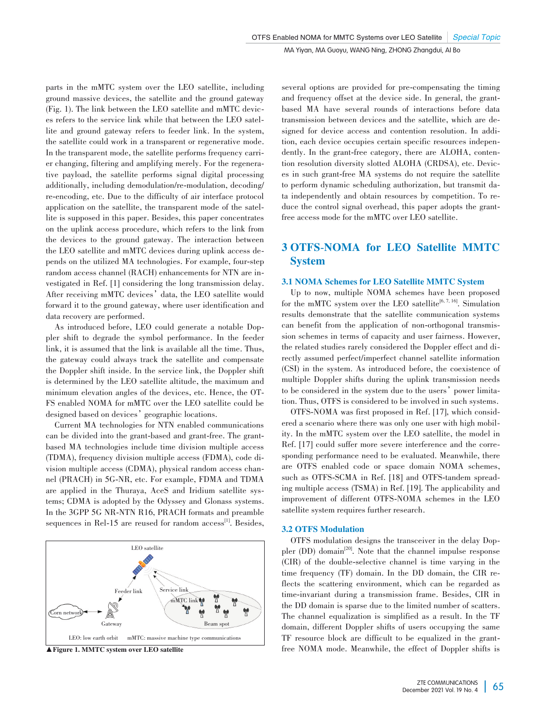parts in the mMTC system over the LEO satellite, including ground massive devices, the satellite and the ground gateway (Fig. 1). The link between the LEO satellite and mMTC devices refers to the service link while that between the LEO satellite and ground gateway refers to feeder link. In the system, the satellite could work in a transparent or regenerative mode. In the transparent mode, the satellite performs frequency carrier changing, filtering and amplifying merely. For the regenerative payload, the satellite performs signal digital processing additionally, including demodulation/re-modulation, decoding/re-encoding, etc. Due to the difficulty of air interface protocol application on the satellite, the transparent mode of the satellite is supposed in this paper. Besides, this paper concentrates on the uplink access procedure, which refers to the link from the devices to the ground gateway. The interaction between the LEO satellite and mMTC devices during uplink access depends on the utilized MA technologies. For example, four-step random access channel (RACH) enhancements for NTN are investigated in Ref. [1] considering the long transmission delay. After receiving mMTC devices' data, the LEO satellite would forward it to the ground gateway, where user identification and data recovery are performed.

As introduced before, LEO could generate a notable Doppler shift to degrade the symbol performance. In the feeder link, it is assumed that the link is available all the time. Thus, the gateway could always track the satellite and compensate the Doppler shift inside. In the service link, the Doppler shift is determined by the LEO satellite altitude, the maximum and minimum elevation angles of the devices, etc. Hence, the OTFS enabled NOMA for mMTC over the LEO satellite could be designed based on devices' geographic locations.

Current MA technologies for NTN enabled communications can be divided into the grant-based and grant-free. The grant-based MA technologies include time division multiple access (TDMA), frequency division multiple access (FDMA), code division multiple access (CDMA), physical random access channel (PRACH) in 5G-NR, etc. For example, FDMA and TDMA are applied in the Thuraya, AceS and Iridium satellite systems; CDMA is adopted by the Odyssey and Glonass systems. In the 3GPP 5G NR-NTN R16, PRACH formats and preamble sequences in Rel-15 are reused for random access[1]. Besides, several options are provided for pre-compensating the timing and frequency offset at the device side. In general, the grant-based MA have several rounds of interactions before data transmission between devices and the satellite, which are designed for device access and contention resolution. In addition, each device occupies certain specific resources independently. In the grant-free category, there are ALOHA, contention resolution diversity slotted ALOHA (CRDSA), etc. Devices in such grant-free MA systems do not require the satellite to perform dynamic scheduling authorization, but transmit data independently and obtain resources by competition. To reduce the control signal overhead, this paper adopts the grant-free access mode for the mMTC over LEO satellite.

LEO satellite

Feeder link | Service link | mMTC link | Corn network | Gateway | Beam spot

LEO: low earth orbit  mMTC: massive machine type communications

▲**Figure 1. MMTC system over LEO satellite**

## 3 OTFS-NOMA for LEO Satellite MMTC System

### 3.1 NOMA Schemes for LEO Satellite MMTC System

Up to now, multiple NOMA schemes have been proposed for the mMTC system over the LEO satellite[6, 7, 16]. Simulation results demonstrate that the satellite communication systems can benefit from the application of non-orthogonal transmission schemes in terms of capacity and user fairness. However, the related studies rarely considered the Doppler effect and directly assumed perfect/imperfect channel satellite information (CSI) in the system. As introduced before, the coexistence of multiple Doppler shifts during the uplink transmission needs to be considered in the system due to the users' power limitation. Thus, OTFS is considered to be involved in such systems.

OTFS-NOMA was first proposed in Ref. [17], which considered a scenario where there was only one user with high mobility. In the mMTC system over the LEO satellite, the model in Ref. [17] could suffer more severe interference and the corresponding performance need to be evaluated. Meanwhile, there are OTFS enabled code or space domain NOMA schemes, such as OTFS-SCMA in Ref. [18] and OTFS-tandem spreading multiple access (TSMA) in Ref. [19]. The applicability and improvement of different OTFS-NOMA schemes in the LEO satellite system requires further research.

### 3.2 OTFS Modulation

OTFS modulation designs the transceiver in the delay Doppler (DD) domain[20]. Note that the channel impulse response (CIR) of the double-selective channel is time varying in the time frequency (TF) domain. In the DD domain, the CIR reflects the scattering environment, which can be regarded as time-invariant during a transmission frame. Besides, CIR in the DD domain is sparse due to the limited number of scatters. The channel equalization is simplified as a result. In the TF domain, different Doppler shifts of users occupying the same TF resource block are difficult to be equalized in the grant-free NOMA mode. Meanwhile, the effect of Doppler shifts is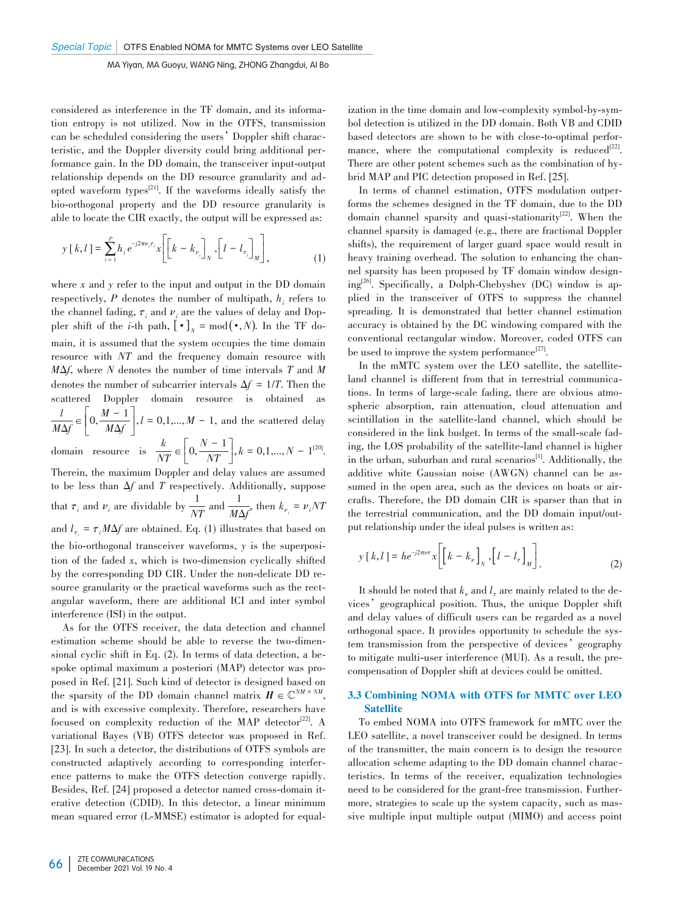considered as interference in the TF domain, and its information entropy is not utilized. Now in the OTFS, transmission can be scheduled considering the users' Doppler shift characteristic, and the Doppler diversity could bring additional performance gain. In the DD domain, the transceiver input-output relationship depends on the DD resource granularity and adopted waveform types[21]. If the waveforms ideally satisfy the bio-orthogonal property and the DD resource granularity is able to locate the CIR exactly, the output will be expressed as:

$$y[k,l] = \sum_{i=1}^{P} h_i e^{-j2\pi \nu_i \tau_i} x\left[\left[k - k_{\nu_i}\right]_N, \left[l - l_{\tau_i}\right]_M\right], \tag{1}$$

where $x$ and $y$ refer to the input and output in the DD domain respectively, $P$ denotes the number of multipath, $h_i$ refers to the channel fading, $\tau_i$ and $\nu_i$ are the values of delay and Doppler shift of the $i$-th path, $[\bullet]_N = \mathrm{mod}(\bullet, N)$. In the TF domain, it is assumed that the system occupies the time domain resource with $NT$ and the frequency domain resource with $M\Delta f$, where $N$ denotes the number of time intervals $T$ and $M$ denotes the number of subcarrier intervals $\Delta f = 1/T$. Then the scattered Doppler domain resource is obtained as $\frac{l}{M\Delta f} \in \left[0, \frac{M-1}{M\Delta f}\right], l = 0,1,...,M-1$, and the scattered delay domain resource is $\frac{k}{NT} \in \left[0, \frac{N-1}{NT}\right], k = 0,1,...,N-1$[20]. Therein, the maximum Doppler and delay values are assumed to be less than $\Delta f$ and $T$ respectively. Additionally, suppose that $\tau_i$ and $\nu_i$ are dividable by $\frac{1}{NT}$ and $\frac{1}{M\Delta f}$, then $k_{\nu_i} = \nu_i NT$ and $l_{\tau_i} = \tau_i M\Delta f$ are obtained. Eq. (1) illustrates that based on the bio-orthogonal transceiver waveforms, $y$ is the superposition of the faded $x$, which is two-dimension cyclically shifted by the corresponding DD CIR. Under the non-delicate DD resource granularity or the practical waveforms such as the rectangular waveform, there are additional ICI and inter symbol interference (ISI) in the output.

As for the OTFS receiver, the data detection and channel estimation scheme should be able to reverse the two-dimensional cyclic shift in Eq. (2). In terms of data detection, a bespoke optimal maximum a posteriori (MAP) detector was proposed in Ref. [21]. Such kind of detector is designed based on the sparsity of the DD domain channel matrix $\boldsymbol{H} \in \mathbb{C}^{NM \times NM}$, and is with excessive complexity. Therefore, researchers have focused on complexity reduction of the MAP detector[22]. A variational Bayes (VB) OTFS detector was proposed in Ref. [23]. In such a detector, the distributions of OTFS symbols are constructed adaptively according to corresponding interference patterns to make the OTFS detection converge rapidly. Besides, Ref. [24] proposed a detector named cross-domain iterative detection (CDID). In this detector, a linear minimum mean squared error (L-MMSE) estimator is adopted for equalization in the time domain and low-complexity symbol-by-symbol detection is utilized in the DD domain. Both VB and CDID based detectors are shown to be with close-to-optimal performance, where the computational complexity is reduced[22]. There are other potent schemes such as the combination of hybrid MAP and PIC detection proposed in Ref. [25].

In terms of channel estimation, OTFS modulation outperforms the schemes designed in the TF domain, due to the DD domain channel sparsity and quasi-stationarity[22]. When the channel sparsity is damaged (e.g., there are fractional Doppler shifts), the requirement of larger guard space would result in heavy training overhead. The solution to enhancing the channel sparsity has been proposed by TF domain window designing[26]. Specifically, a Dolph-Chebyshev (DC) window is applied in the transceiver of OTFS to suppress the channel spreading. It is demonstrated that better channel estimation accuracy is obtained by the DC windowing compared with the conventional rectangular window. Moreover, coded OTFS can be used to improve the system performance[27].

In the mMTC system over the LEO satellite, the satellite-land channel is different from that in terrestrial communications. In terms of large-scale fading, there are obvious atmospheric absorption, rain attenuation, cloud attenuation and scintillation in the satellite-land channel, which should be considered in the link budget. In terms of the small-scale fading, the LOS probability of the satellite-land channel is higher in the urban, suburban and rural scenarios[1]. Additionally, the additive white Gaussian noise (AWGN) channel can be assumed in the open area, such as the devices on boats or aircrafts. Therefore, the DD domain CIR is sparser than that in the terrestrial communication, and the DD domain input/output relationship under the ideal pulses is written as:

$$y[k,l] = he^{-j2\pi\nu\tau} x\left[\left[k - k_\nu\right]_N, \left[l - l_\tau\right]_M\right]. \tag{2}$$

It should be noted that $k_\nu$ and $l_\tau$ are mainly related to the devices' geographical position. Thus, the unique Doppler shift and delay values of difficult users can be regarded as a novel orthogonal space. It provides opportunity to schedule the system transmission from the perspective of devices' geography to mitigate multi-user interference (MUI). As a result, the precompensation of Doppler shift at devices could be omitted.

### 3.3 Combining NOMA with OTFS for MMTC over LEO Satellite

To embed NOMA into OTFS framework for mMTC over the LEO satellite, a novel transceiver could be designed. In terms of the transmitter, the main concern is to design the resource allocation scheme adapting to the DD domain channel characteristics. In terms of the receiver, equalization technologies need to be considered for the grant-free transmission. Furthermore, strategies to scale up the system capacity, such as massive multiple input multiple output (MIMO) and access point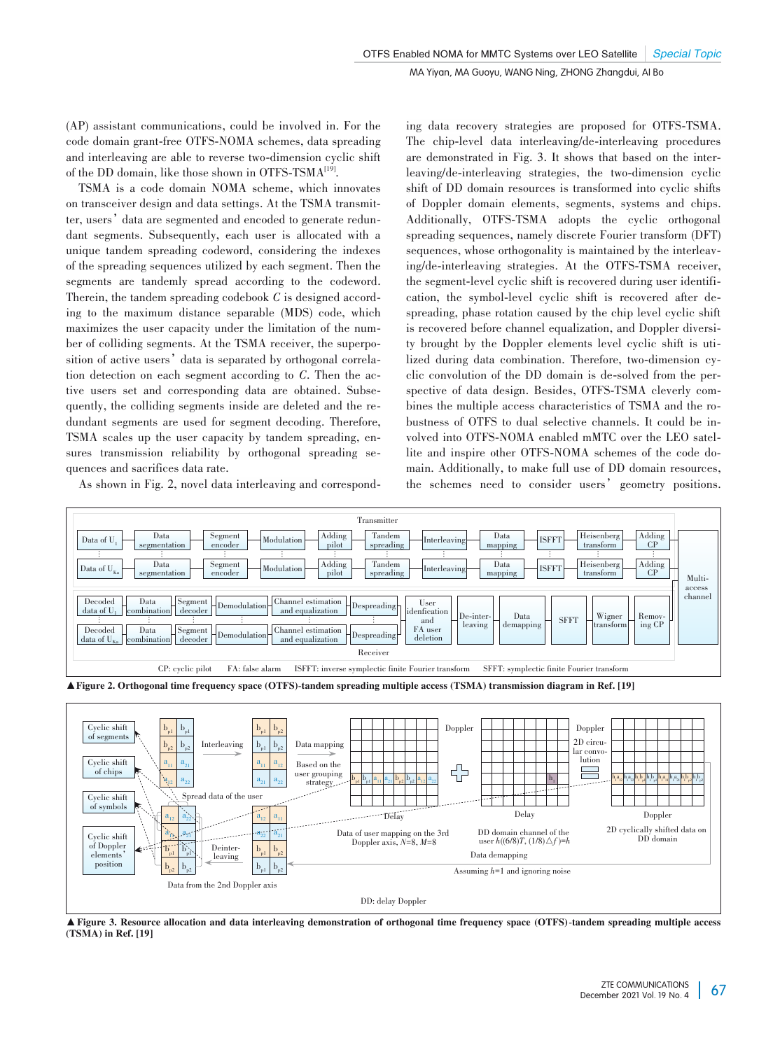(AP) assistant communications, could be involved in. For the code domain grant-free OTFS-NOMA schemes, data spreading and interleaving are able to reverse two-dimension cyclic shift of the DD domain, like those shown in OTFS-TSMA[19].

TSMA is a code domain NOMA scheme, which innovates on transceiver design and data settings. At the TSMA transmitter, users' data are segmented and encoded to generate redundant segments. Subsequently, each user is allocated with a unique tandem spreading codeword, considering the indexes of the spreading sequences utilized by each segment. Then the segments are tandemly spread according to the codeword. Therein, the tandem spreading codebook $C$ is designed according to the maximum distance separable (MDS) code, which maximizes the user capacity under the limitation of the number of colliding segments. At the TSMA receiver, the superposition of active users' data is separated by orthogonal correlation detection on each segment according to $C$. Then the active users set and corresponding data are obtained. Subsequently, the colliding segments inside are deleted and the redundant segments are used for segment decoding. Therefore, TSMA scales up the user capacity by tandem spreading, ensures transmission reliability by orthogonal spreading sequences and sacrifices data rate.

As shown in Fig. 2, novel data interleaving and corresponding data recovery strategies are proposed for OTFS-TSMA. The chip-level data interleaving/de-interleaving procedures are demonstrated in Fig. 3. It shows that based on the interleaving/de-interleaving strategies, the two-dimension cyclic shift of DD domain resources is transformed into cyclic shifts of Doppler domain elements, segments, systems and chips. Additionally, OTFS-TSMA adopts the cyclic orthogonal spreading sequences, namely discrete Fourier transform (DFT) sequences, whose orthogonality is maintained by the interleaving/de-interleaving strategies. At the OTFS-TSMA receiver, the segment-level cyclic shift is recovered during user identification, the symbol-level cyclic shift is recovered after despreading, phase rotation caused by the chip level cyclic shift is recovered before channel equalization, and Doppler diversity brought by the Doppler elements level cyclic shift is utilized during data combination. Therefore, two-dimension cyclic convolution of the DD domain is de-solved from the perspective of data design. Besides, OTFS-TSMA cleverly combines the multiple access characteristics of TSMA and the robustness of OTFS to dual selective channels. It could be involved into OTFS-NOMA enabled mMTC over the LEO satellite and inspire other OTFS-NOMA schemes of the code domain. Additionally, to make full use of DD domain resources, the schemes need to consider users' geometry positions.

CP: cyclic pilot FA: false alarm ISFFT: inverse symplectic finite Fourier transform SFFT: symplectic finite Fourier transform

▲Figure 2. Orthogonal time frequency space (OTFS)-tandem spreading multiple access (TSMA) transmission diagram in Ref. [19]

DD: delay Doppler

▲Figure 3. Resource allocation and data interleaving demonstration of orthogonal time frequency space (OTFS)-tandem spreading multiple access (TSMA) in Ref. [19]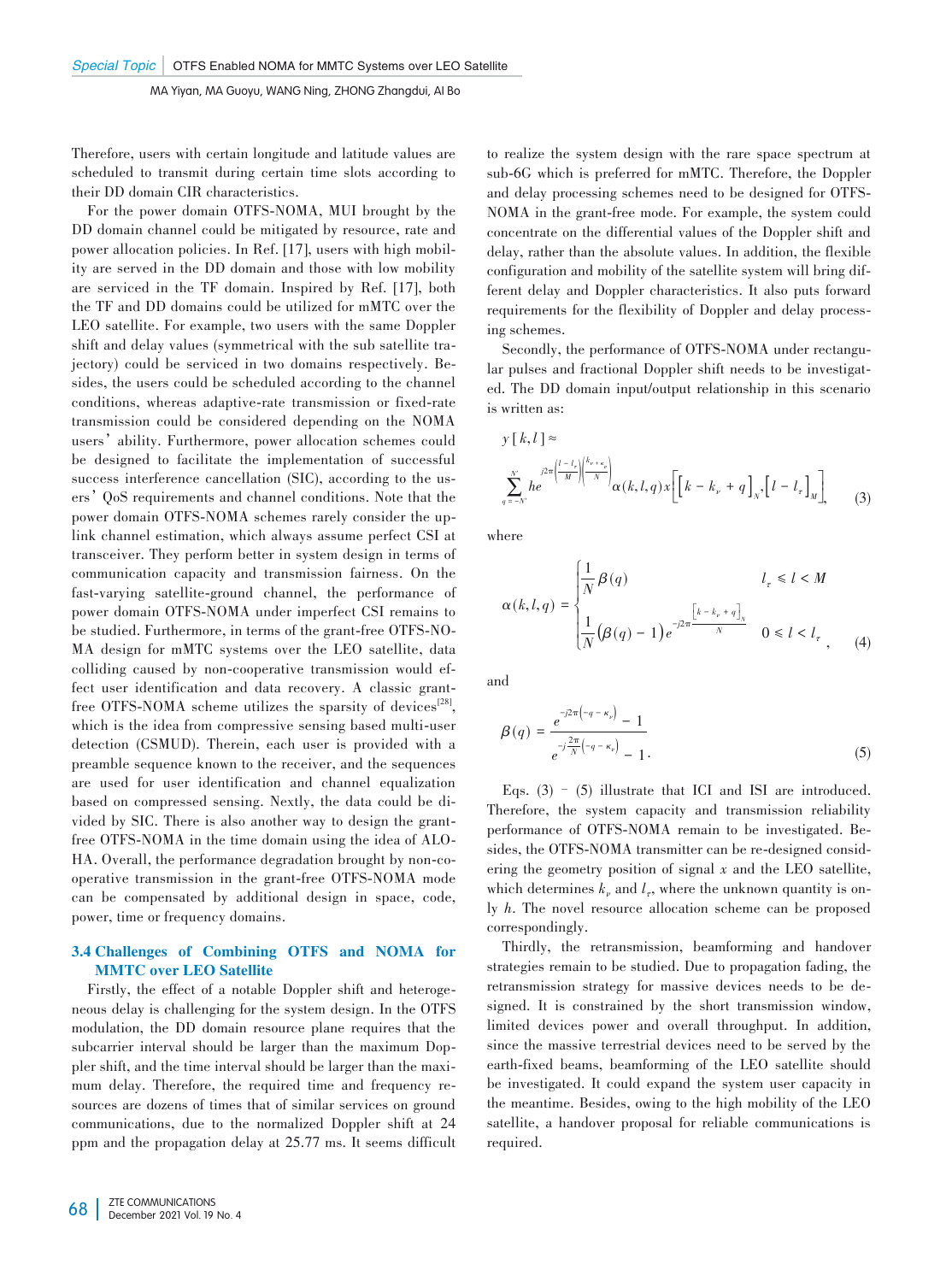Therefore, users with certain longitude and latitude values are scheduled to transmit during certain time slots according to their DD domain CIR characteristics.

For the power domain OTFS-NOMA, MUI brought by the DD domain channel could be mitigated by resource, rate and power allocation policies. In Ref. [17], users with high mobility are served in the DD domain and those with low mobility are serviced in the TF domain. Inspired by Ref. [17], both the TF and DD domains could be utilized for mMTC over the LEO satellite. For example, two users with the same Doppler shift and delay values (symmetrical with the sub satellite trajectory) could be serviced in two domains respectively. Besides, the users could be scheduled according to the channel conditions, whereas adaptive-rate transmission or fixed-rate transmission could be considered depending on the NOMA users' ability. Furthermore, power allocation schemes could be designed to facilitate the implementation of successful success interference cancellation (SIC), according to the users' QoS requirements and channel conditions. Note that the power domain OTFS-NOMA schemes rarely consider the uplink channel estimation, which always assume perfect CSI at transceiver. They perform better in system design in terms of communication capacity and transmission fairness. On the fast-varying satellite-ground channel, the performance of power domain OTFS-NOMA under imperfect CSI remains to be studied. Furthermore, in terms of the grant-free OTFS-NOMA design for mMTC systems over the LEO satellite, data colliding caused by non-cooperative transmission would effect user identification and data recovery. A classic grant-free OTFS-NOMA scheme utilizes the sparsity of devices[28], which is the idea from compressive sensing based multi-user detection (CSMUD). Therein, each user is provided with a preamble sequence known to the receiver, and the sequences are used for user identification and channel equalization based on compressed sensing. Nextly, the data could be divided by SIC. There is also another way to design the grant-free OTFS-NOMA in the time domain using the idea of ALOHA. Overall, the performance degradation brought by non-cooperative transmission in the grant-free OTFS-NOMA mode can be compensated by additional design in space, code, power, time or frequency domains.

### 3.4 Challenges of Combining OTFS and NOMA for MMTC over LEO Satellite

Firstly, the effect of a notable Doppler shift and heterogeneous delay is challenging for the system design. In the OTFS modulation, the DD domain resource plane requires that the subcarrier interval should be larger than the maximum Doppler shift, and the time interval should be larger than the maximum delay. Therefore, the required time and frequency resources are dozens of times that of similar services on ground communications, due to the normalized Doppler shift at 24 ppm and the propagation delay at 25.77 ms. It seems difficult to realize the system design with the rare space spectrum at sub-6G which is preferred for mMTC. Therefore, the Doppler and delay processing schemes need to be designed for OTFS-NOMA in the grant-free mode. For example, the system could concentrate on the differential values of the Doppler shift and delay, rather than the absolute values. In addition, the flexible configuration and mobility of the satellite system will bring different delay and Doppler characteristics. It also puts forward requirements for the flexibility of Doppler and delay processing schemes.

Secondly, the performance of OTFS-NOMA under rectangular pulses and fractional Doppler shift needs to be investigated. The DD domain input/output relationship in this scenario is written as:

$$y[k,l] \approx \sum_{q=-N'}^{N'} h e^{j2\pi\left(\frac{l-l_\tau}{M}\right)\left(\frac{k_\nu+\kappa_\nu}{N}\right)} \alpha(k,l,q)\, x\left[\left[k-k_\nu+q\right]_N, \left[l-l_\tau\right]_M\right], \tag{3}$$

where

$$\alpha(k,l,q) = \begin{cases} \frac{1}{N}\beta(q) & l_\tau \leqslant l < M \\ \frac{1}{N}\left(\beta(q)-1\right)e^{-j2\pi\frac{\left[k-k_\nu+q\right]_N}{N}} & 0 \leqslant l < l_\tau \end{cases}, \tag{4}$$

and

$$\beta(q) = \frac{e^{-j2\pi\left(-q-\kappa_\nu\right)}-1}{e^{-j\frac{2\pi}{N}\left(-q-\kappa_\nu\right)}-1}. \tag{5}$$

Eqs. (3) – (5) illustrate that ICI and ISI are introduced. Therefore, the system capacity and transmission reliability performance of OTFS-NOMA remain to be investigated. Besides, the OTFS-NOMA transmitter can be re-designed considering the geometry position of signal $x$ and the LEO satellite, which determines $k_\nu$ and $l_\tau$, where the unknown quantity is only $h$. The novel resource allocation scheme can be proposed correspondingly.

Thirdly, the retransmission, beamforming and handover strategies remain to be studied. Due to propagation fading, the retransmission strategy for massive devices needs to be designed. It is constrained by the short transmission window, limited devices power and overall throughput. In addition, since the massive terrestrial devices need to be served by the earth-fixed beams, beamforming of the LEO satellite should be investigated. It could expand the system user capacity in the meantime. Besides, owing to the high mobility of the LEO satellite, a handover proposal for reliable communications is required.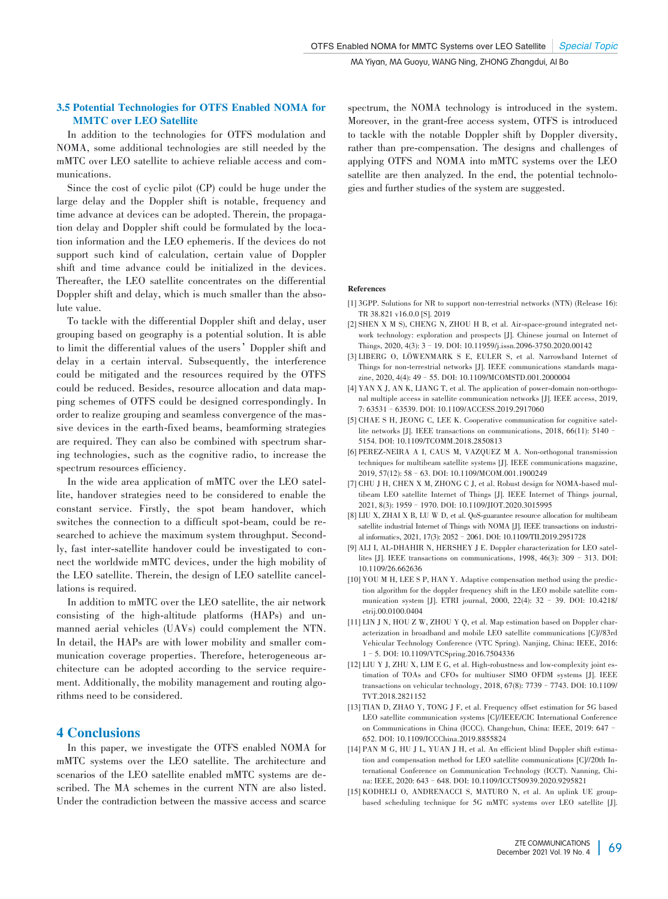### 3.5 Potential Technologies for OTFS Enabled NOMA for MMTC over LEO Satellite

In addition to the technologies for OTFS modulation and NOMA, some additional technologies are still needed by the mMTC over LEO satellite to achieve reliable access and communications.

Since the cost of cyclic pilot (CP) could be huge under the large delay and the Doppler shift is notable, frequency and time advance at devices can be adopted. Therein, the propagation delay and Doppler shift could be formulated by the location information and the LEO ephemeris. If the devices do not support such kind of calculation, certain value of Doppler shift and time advance could be initialized in the devices. Thereafter, the LEO satellite concentrates on the differential Doppler shift and delay, which is much smaller than the absolute value.

To tackle with the differential Doppler shift and delay, user grouping based on geography is a potential solution. It is able to limit the differential values of the users' Doppler shift and delay in a certain interval. Subsequently, the interference could be mitigated and the resources required by the OTFS could be reduced. Besides, resource allocation and data mapping schemes of OTFS could be designed correspondingly. In order to realize grouping and seamless convergence of the massive devices in the earth-fixed beams, beamforming strategies are required. They can also be combined with spectrum sharing technologies, such as the cognitive radio, to increase the spectrum resources efficiency.

In the wide area application of mMTC over the LEO satellite, handover strategies need to be considered to enable the constant service. Firstly, the spot beam handover, which switches the connection to a difficult spot-beam, could be researched to achieve the maximum system throughput. Secondly, fast inter-satellite handover could be investigated to connect the worldwide mMTC devices, under the high mobility of the LEO satellite. Therein, the design of LEO satellite cancellations is required.

In addition to mMTC over the LEO satellite, the air network consisting of the high-altitude platforms (HAPs) and unmanned aerial vehicles (UAVs) could complement the NTN. In detail, the HAPs are with lower mobility and smaller communication coverage properties. Therefore, heterogeneous architecture can be adopted according to the service requirement. Additionally, the mobility management and routing algorithms need to be considered.

## 4 Conclusions

In this paper, we investigate the OTFS enabled NOMA for mMTC systems over the LEO satellite. The architecture and scenarios of the LEO satellite enabled mMTC systems are described. The MA schemes in the current NTN are also listed. Under the contradiction between the massive access and scarce spectrum, the NOMA technology is introduced in the system. Moreover, in the grant-free access system, OTFS is introduced to tackle with the notable Doppler shift by Doppler diversity, rather than pre-compensation. The designs and challenges of applying OTFS and NOMA into mMTC systems over the LEO satellite are then analyzed. In the end, the potential technologies and further studies of the system are suggested.

**References**

[1] 3GPP. Solutions for NR to support non-terrestrial networks (NTN) (Release 16): TR 38.821 v16.0.0 [S]. 2019

[2] SHEN X M S), CHENG N, ZHOU H B, et al. Air-space-ground integrated network technology: exploration and prospects [J]. Chinese journal on Internet of Things, 2020, 4(3): 3 – 19. DOI: 10.11959/j.issn.2096-3750.2020.00142

[3] LIBERG O, LÖWENMARK S E, EULER S, et al. Narrowband Internet of Things for non-terrestrial networks [J]. IEEE communications standards magazine, 2020, 4(4): 49 – 55. DOI: 10.1109/MCOMSTD.001.2000004

[4] YAN X J, AN K, LIANG T, et al. The application of power-domain non-orthogonal multiple access in satellite communication networks [J]. IEEE access, 2019, 7: 63531 – 63539. DOI: 10.1109/ACCESS.2019.2917060

[5] CHAE S H, JEONG C, LEE K. Cooperative communication for cognitive satellite networks [J]. IEEE transactions on communications, 2018, 66(11): 5140 – 5154. DOI: 10.1109/TCOMM.2018.2850813

[6] PEREZ-NEIRA A I, CAUS M, VAZQUEZ M A. Non-orthogonal transmission techniques for multibeam satellite systems [J]. IEEE communications magazine, 2019, 57(12): 58 – 63. DOI: 10.1109/MCOM.001.1900249

[7] CHU J H, CHEN X M, ZHONG C J, et al. Robust design for NOMA-based multibeam LEO satellite Internet of Things [J]. IEEE Internet of Things journal, 2021, 8(3): 1959 – 1970. DOI: 10.1109/JIOT.2020.3015995

[8] LIU X, ZHAI X B, LU W D, et al. QoS-guarantee resource allocation for multibeam satellite industrial Internet of Things with NOMA [J]. IEEE transactions on industrial informatics, 2021, 17(3): 2052 – 2061. DOI: 10.1109/TII.2019.2951728

[9] ALI I, AL-DHAHIR N, HERSHEY J E. Doppler characterization for LEO satellites [J]. IEEE transactions on communications, 1998, 46(3): 309 – 313. DOI: 10.1109/26.662636

[10] YOU M H, LEE S P, HAN Y. Adaptive compensation method using the prediction algorithm for the doppler frequency shift in the LEO mobile satellite communication system [J]. ETRI journal, 2000, 22(4): 32 – 39. DOI: 10.4218/etrij.00.0100.0404

[11] LIN J N, HOU Z W, ZHOU Y Q, et al. Map estimation based on Doppler characterization in broadband and mobile LEO satellite communications [C]//83rd Vehicular Technology Conference (VTC Spring). Nanjing, China: IEEE, 2016: 1 – 5. DOI: 10.1109/VTCSpring.2016.7504336

[12] LIU Y J, ZHU X, LIM E G, et al. High-robustness and low-complexity joint estimation of TOAs and CFOs for multiuser SIMO OFDM systems [J]. IEEE transactions on vehicular technology, 2018, 67(8): 7739 – 7743. DOI: 10.1109/TVT.2018.2821152

[13] TIAN D, ZHAO Y, TONG J F, et al. Frequency offset estimation for 5G based LEO satellite communication systems [C]//IEEE/CIC International Conference on Communications in China (ICCC). Changchun, China: IEEE, 2019: 647 – 652. DOI: 10.1109/ICCChina.2019.8855824

[14] PAN M G, HU J L, YUAN J H, et al. An efficient blind Doppler shift estimation and compensation method for LEO satellite communications [C]//20th International Conference on Communication Technology (ICCT). Nanning, China: IEEE, 2020: 643 – 648. DOI: 10.1109/ICCT50939.2020.9295821

[15] KODHELI O, ANDRENACCI S, MATURO N, et al. An uplink UE group-based scheduling technique for 5G mMTC systems over LEO satellite [J].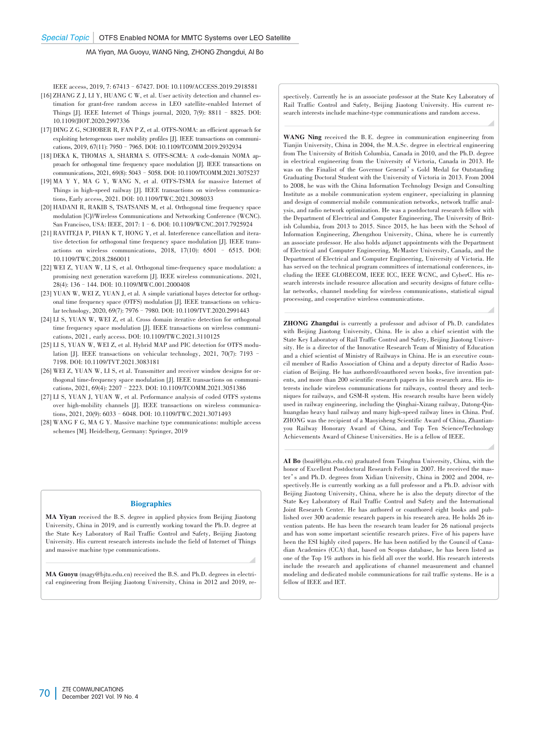IEEE access, 2019, 7: 67413 – 67427. DOI: 10.1109/ACCESS.2019.2918581

[16] ZHANG Z J, LI Y, HUANG C W, et al. User activity detection and channel estimation for grant-free random access in LEO satellite-enabled Internet of Things [J]. IEEE Internet of Things journal, 2020, 7(9): 8811 – 8825. DOI: 10.1109/JIOT.2020.2997336

[17] DING Z G, SCHOBER R, FAN P Z, et al. OTFS-NOMA: an efficient approach for exploiting heterogeneous user mobility profiles [J]. IEEE transactions on communications, 2019, 67(11): 7950 – 7965. DOI: 10.1109/TCOMM.2019.2932934

[18] DEKA K, THOMAS A, SHARMA S. OTFS-SCMA: A code-domain NOMA approach for orthogonal time frequency space modulation [J]. IEEE transactions on communications, 2021, 69(8): 5043 – 5058. DOI: 10.1109/TCOMM.2021.3075237

[19] MA Y Y, MA G Y, WANG N, et al. OTFS-TSMA for massive Internet of Things in high-speed railway [J]. IEEE transactions on wireless communications, Early access, 2021. DOI: 10.1109/TWC.2021.3098033

[20] HADANI R, RAKIB S, TSATSANIS M, et al. Orthogonal time frequency space modulation [C]//Wireless Communications and Networking Conference (WCNC). San Francisco, USA: IEEE, 2017: 1 – 6. DOI: 10.1109/WCNC.2017.7925924

[21] RAVITEJA P, PHAN K T, HONG Y, et al. Interference cancellation and iterative detection for orthogonal time frequency space modulation [J]. IEEE transactions on wireless communications, 2018, 17(10): 6501 – 6515. DOI: 10.1109/TWC.2018.2860011

[22] WEI Z, YUAN W, LI S, et al. Orthogonal time-frequency space modulation: a promising next generation waveform [J]. IEEE wireless communications. 2021, 28(4): 136 – 144. DOI: 10.1109/MWC.001.2000408

[23] YUAN W, WEI Z, YUAN J, et al. A simple variational bayes detector for orthogonal time frequency space (OTFS) modulation [J]. IEEE transactions on vehicular technology, 2020, 69(7): 7976 – 7980. DOI: 10.1109/TVT.2020.2991443

[24] LI S, YUAN W, WEI Z, et al. Cross domain iterative detection for orthogonal time frequency space modulation [J]. IEEE transactions on wireless communications, 2021, early access. DOI: 10.1109/TWC.2021.3110125

[25] LI S, YUAN W, WEI Z, et al. Hybrid MAP and PIC detection for OTFS modulation [J]. IEEE transactions on vehicular technology, 2021, 70(7): 7193 – 7198. DOI: 10.1109/TVT.2021.3083181

[26] WEI Z, YUAN W, LI S, et al. Transmitter and receiver window designs for orthogonal time-frequency space modulation [J]. IEEE transactions on communications, 2021, 69(4): 2207 – 2223. DOI: 10.1109/TCOMM.2021.3051386

[27] LI S, YUAN J, YUAN W, et al. Performance analysis of coded OTFS systems over high-mobility channels [J]. IEEE transactions on wireless communications, 2021, 20(9): 6033 – 6048. DOI: 10.1109/TWC.2021.3071493

[28] WANG F G, MA G Y. Massive machine type communications: multiple access schemes [M]. Heidelberg, Germany: Springer, 2019

## Biographies

**MA Yiyan** received the B.S. degree in applied physics from Beijing Jiaotong University, China in 2019, and is currently working toward the Ph.D. degree at the State Key Laboratory of Rail Traffic Control and Safety, Beijing Jiaotong University. His current research interests include the field of Internet of Things and massive machine type communications.

**MA Guoyu** (magy@bjtu.edu.cn) received the B.S. and Ph.D. degrees in electrical engineering from Beijing Jiaotong University, China in 2012 and 2019, respectively. Currently he is an associate professor at the State Key Laboratory of Rail Traffic Control and Safety, Beijing Jiaotong University. His current research interests include machine-type communications and random access.

**WANG Ning** received the B. E. degree in communication engineering from Tianjin University, China in 2004, the M.A.Sc. degree in electrical engineering from The University of British Columbia, Canada in 2010, and the Ph.D. degree in electrical engineering from the University of Victoria, Canada in 2013. He was on the Finalist of the Governor General's Gold Medal for Outstanding Graduating Doctoral Student with the University of Victoria in 2013. From 2004 to 2008, he was with the China Information Technology Design and Consulting Institute as a mobile communication system engineer, specializing in planning and design of commercial mobile communication networks, network traffic analysis, and radio network optimization. He was a postdoctoral research fellow with the Department of Electrical and Computer Engineering, The University of British Columbia, from 2013 to 2015. Since 2015, he has been with the School of Information Engineering, Zhengzhou University, China, where he is currently an associate professor. He also holds adjunct appointments with the Department of Electrical and Computer Engineering, McMaster University, Canada, and the Department of Electrical and Computer Engineering, University of Victoria. He has served on the technical program committees of international conferences, including the IEEE GLOBECOM, IEEE ICC, IEEE WCNC, and CyberC. His research interests include resource allocation and security designs of future cellular networks, channel modeling for wireless communications, statistical signal processing, and cooperative wireless communications.

**ZHONG Zhangdui** is currently a professor and advisor of Ph. D. candidates with Beijing Jiaotong University, China. He is also a chief scientist with the State Key Laboratory of Rail Traffic Control and Safety, Beijing Jiaotong University. He is a director of the Innovative Research Team of Ministry of Education and a chief scientist of Ministry of Railways in China. He is an executive council member of Radio Association of China and a deputy director of Radio Association of Beijing. He has authored/coauthored seven books, five invention patents, and more than 200 scientific research papers in his research area. His interests include wireless communications for railways, control theory and techniques for railways, and GSM-R system. His research results have been widely used in railway engineering, including the Qinghai-Xizang railway, Datong-Qinhuangdao heavy haul railway and many high-speed railway lines in China. Prof. ZHONG was the recipient of a Maoyisheng Scientific Award of China, Zhantianyou Railway Honorary Award of China, and Top Ten Science/Technology Achievements Award of Chinese Universities. He is a fellow of IEEE.

**AI Bo** (boai@bjtu.edu.cn) graduated from Tsinghua University, China, with the honor of Excellent Postdoctoral Research Fellow in 2007. He received the master's and Ph.D. degrees from Xidian University, China in 2002 and 2004, respectively. He is currently working as a full professor and a Ph.D. advisor with Beijing Jiaotong University, China, where he is also the deputy director of the State Key Laboratory of Rail Traffic Control and Safety and the International Joint Research Center. He has authored or coauthored eight books and published over 300 academic research papers in his research area. He holds 26 invention patents. He has been the research team leader for 26 national projects and has won some important scientific research prizes. Five of his papers have been the ESI highly cited papers. He has been notified by the Council of Canadian Academies (CCA) that, based on Scopus database, he has been listed as one of the Top 1% authors in his field all over the world. His research interests include the research and applications of channel measurement and channel modeling and dedicated mobile communications for rail traffic systems. He is a fellow of IEEE and IET.